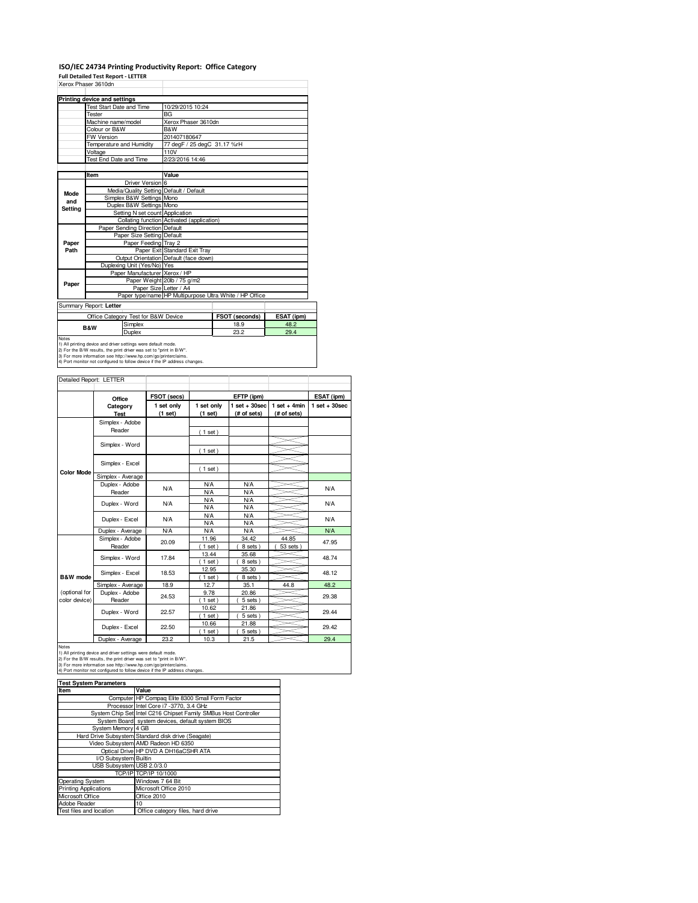# ISO/IEC 24734 Printing Productivity Report: Office Category

**Full Detailed Test Report - LETTER**

Xerox Phaser 3610dn

| Printing device and settings | |
|---|---|
| Test Start Date and Time | 10/29/2015 10:24 |
| Tester | BG |
| Machine name/model | Xerox Phaser 3610dn |
| Colour or B&W | B&W |
| FW Version | 201407180647 |
| Temperature and Humidity | 77 degF / 25 degC 31.17 %rH |
| Voltage | 110V |
| Test End Date and Time | 2/23/2016 14:46 |

| | Item | Value |
|---|---|---|
| Mode and Setting | Driver Version | 6 |
| | Media/Quality Setting | Default / Default |
| | Simplex B&W Settings | Mono |
| | Duplex B&W Settings | Mono |
| | Setting N set count | Application |
| | Collating function | Activated (application) |
| Paper Path | Paper Sending Direction | Default |
| | Paper Size Setting | Default |
| | Paper Feeding | Tray 2 |
| | Paper Exit | Standard Exit Tray |
| | Output Orientation | Default (face down) |
| | Duplexing Unit (Yes/No) | Yes |
| Paper | Paper Manufacturer | Xerox / HP |
| | Paper Weight | 20lb / 75 g/m2 |
| | Paper Size | Letter / A4 |
| | Paper type/name | HP Multipurpose Ultra White / HP Office |

Summary Report: **Letter**

| Office Category Test for B&W Device | | FSOT (seconds) | ESAT (ipm) |
|---|---|---|---|
| B&W | Simplex | 18.9 | 48.2 |
| | Duplex | 23.2 | 29.4 |

Notes
1) All printing device and driver settings were default mode.
2) For the B/W results, the print driver was set to "print in B/W".
3) For more information see http://www.hp.com/go/printerclaims.
4) Port monitor not configured to follow device if the IP address changes.

Detailed Report: LETTER

| | Office Category Test | FSOT (secs) 1 set only (1 set) | EFTP (ipm) 1 set only (1 set) | EFTP (ipm) 1 set + 30sec (# of sets) | EFTP (ipm) 1 set + 4min (# of sets) | ESAT (ipm) 1 set + 30sec |
|---|---|---|---|---|---|---|
| Color Mode | Simplex - Adobe Reader | | ( 1 set ) | | | |
| | Simplex - Word | | ( 1 set ) | | | |
| | Simplex - Excel | | ( 1 set ) | | | |
| | Simplex - Average | | | | | |
| | Duplex - Adobe Reader | N/A | N/A / N/A | N/A / N/A | | N/A |
| | Duplex - Word | N/A | N/A / N/A | N/A / N/A | | N/A |
| | Duplex - Excel | N/A | N/A / N/A | N/A / N/A | | N/A |
| | Duplex - Average | N/A | N/A | N/A | | N/A |
| B&W mode (optional for color device) | Simplex - Adobe Reader | 20.09 | 11.96 ( 1 set ) | 34.42 ( 8 sets ) | 44.85 ( 53 sets ) | 47.95 |
| | Simplex - Word | 17.84 | 13.44 ( 1 set ) | 35.68 ( 8 sets ) | | 48.74 |
| | Simplex - Excel | 18.53 | 12.95 ( 1 set ) | 35.30 ( 8 sets ) | | 48.12 |
| | Simplex - Average | 18.9 | 12.7 | 35.1 | 44.8 | 48.2 |
| | Duplex - Adobe Reader | 24.53 | 9.78 ( 1 set ) | 20.86 ( 5 sets ) | | 29.38 |
| | Duplex - Word | 22.57 | 10.62 ( 1 set ) | 21.86 ( 5 sets ) | | 29.44 |
| | Duplex - Excel | 22.50 | 10.66 ( 1 set ) | 21.88 ( 5 sets ) | | 29.42 |
| | Duplex - Average | 23.2 | 10.3 | 21.5 | | 29.4 |

Notes
1) All printing device and driver settings were default mode.
2) For the B/W results, the print driver was set to "print in B/W".
3) For more information see http://www.hp.com/go/printerclaims.
4) Port monitor not configured to follow device if the IP address changes.

| Test System Parameters | |
|---|---|
| **Item** | **Value** |
| Computer | HP Compaq Elite 8300 Small Form Factor |
| Processor | Intel Core i7 -3770, 3.4 GHz |
| System Chip Set | Intel C216 Chipset Family SMBus Host Controller |
| System Board | system devices, default system BIOS |
| System Memory | 4 GB |
| Hard Drive Subsystem | Standard disk drive (Seagate) |
| Video Subsystem | AMD Radeon HD 6350 |
| Optical Drive | HP DVD A DH16aCSHR ATA |
| I/O Subsystem | Builtin |
| USB Subsystem | USB 2.0/3.0 |
| TCP/IP | TCP/IP 10/1000 |
| Operating System | Windows 7 64 Bit |
| Printing Applications | Microsoft Office 2010 |
| Microsoft Office | Office 2010 |
| Adobe Reader | 10 |
| Test files and location | Office category files, hard drive |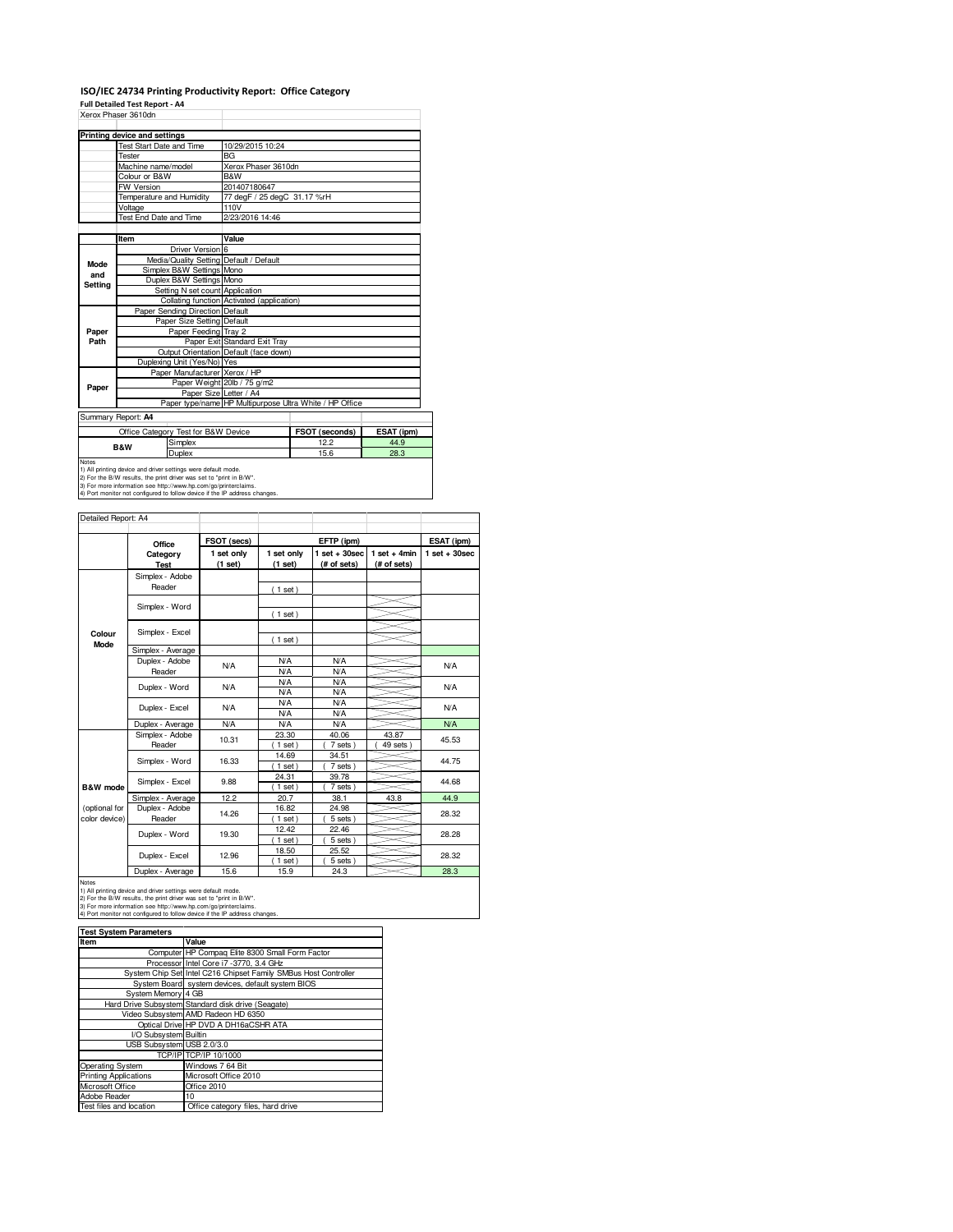# ISO/IEC 24734 Printing Productivity Report: Office Category

**Full Detailed Test Report - A4**

Xerox Phaser 3610dn

| Printing device and settings | |
|---|---|
| Test Start Date and Time | 10/29/2015 10:24 |
| Tester | BG |
| Machine name/model | Xerox Phaser 3610dn |
| Colour or B&W | B&W |
| FW Version | 201407180647 |
| Temperature and Humidity | 77 degF / 25 degC 31.17 %rH |
| Voltage | 110V |
| Test End Date and Time | 2/23/2016 14:46 |

| | Item | Value |
|---|---|---|
| | Driver Version | 6 |
| Mode and Setting | Media/Quality Setting | Default / Default |
| | Simplex B&W Settings | Mono |
| | Duplex B&W Settings | Mono |
| | Setting N set count | Application |
| | Collating function | Activated (application) |
| Paper Path | Paper Sending Direction | Default |
| | Paper Size Setting | Default |
| | Paper Feeding | Tray 2 |
| | Paper Exit | Standard Exit Tray |
| | Output Orientation | Default (face down) |
| | Duplexing Unit (Yes/No) | Yes |
| Paper | Paper Manufacturer | Xerox / HP |
| | Paper Weight | 20lb / 75 g/m2 |
| | Paper Size | Letter / A4 |
| | Paper type/name | HP Multipurpose Ultra White / HP Office |

Summary Report: **A4**

| Office Category Test for B&W Device | | FSOT (seconds) | ESAT (ipm) |
|---|---|---|---|
| B&W | Simplex | 12.2 | 44.9 |
| | Duplex | 15.6 | 28.3 |

Notes
1) All printing device and driver settings were default mode.
2) For the B/W results, the print driver was set to "print in B/W".
3) For more information see http://www.hp.com/go/printerclaims.
4) Port monitor not configured to follow device if the IP address changes.

Detailed Report: A4

| | Office Category Test | FSOT (secs) 1 set only (1 set) | EFTP (ipm) 1 set only (1 set) | EFTP (ipm) 1 set + 30sec (# of sets) | EFTP (ipm) 1 set + 4min (# of sets) | ESAT (ipm) 1 set + 30sec |
|---|---|---|---|---|---|---|
| Colour Mode | Simplex - Adobe Reader | | ( 1 set ) | | | |
| | Simplex - Word | | ( 1 set ) | | | |
| | Simplex - Excel | | ( 1 set ) | | | |
| | Simplex - Average | | | | | |
| | Duplex - Adobe Reader | N/A | N/A<br>N/A | N/A<br>N/A | | N/A |
| | Duplex - Word | N/A | N/A<br>N/A | N/A<br>N/A | | N/A |
| | Duplex - Excel | N/A | N/A<br>N/A | N/A<br>N/A | | N/A |
| | Duplex - Average | N/A | N/A | N/A | | N/A |
| B&W mode (optional for color device) | Simplex - Adobe Reader | 10.31 | 23.30<br>( 1 set ) | 40.06<br>( 7 sets ) | 43.87<br>( 49 sets ) | 45.53 |
| | Simplex - Word | 16.33 | 14.69<br>( 1 set ) | 34.51<br>( 7 sets ) | | 44.75 |
| | Simplex - Excel | 9.88 | 24.31<br>( 1 set ) | 39.78<br>( 7 sets ) | | 44.68 |
| | Simplex - Average | 12.2 | 20.7 | 38.1 | 43.8 | 44.9 |
| | Duplex - Adobe Reader | 14.26 | 16.82<br>( 1 set ) | 24.98<br>( 5 sets ) | | 28.32 |
| | Duplex - Word | 19.30 | 12.42<br>( 1 set ) | 22.46<br>( 5 sets ) | | 28.28 |
| | Duplex - Excel | 12.96 | 18.50<br>( 1 set ) | 25.52<br>( 5 sets ) | | 28.32 |
| | Duplex - Average | 15.6 | 15.9 | 24.3 | | 28.3 |

Notes
1) All printing device and driver settings were default mode.
2) For the B/W results, the print driver was set to "print in B/W".
3) For more information see http://www.hp.com/go/printerclaims.
4) Port monitor not configured to follow device if the IP address changes.

| Test System Parameters | |
|---|---|
| Item | Value |
| Computer | HP Compaq Elite 8300 Small Form Factor |
| Processor | Intel Core i7 -3770, 3.4 GHz |
| System Chip Set | Intel C216 Chipset Family SMBus Host Controller |
| System Board | system devices, default system BIOS |
| System Memory | 4 GB |
| Hard Drive Subsystem | Standard disk drive (Seagate) |
| Video Subsystem | AMD Radeon HD 6350 |
| Optical Drive | HP DVD A DH16aCSHR ATA |
| I/O Subsystem | Builtin |
| USB Subsystem | USB 2.0/3.0 |
| TCP/IP | TCP/IP 10/1000 |
| Operating System | Windows 7 64 Bit |
| Printing Applications | Microsoft Office 2010 |
| Microsoft Office | Office 2010 |
| Adobe Reader | 10 |
| Test files and location | Office category files, hard drive |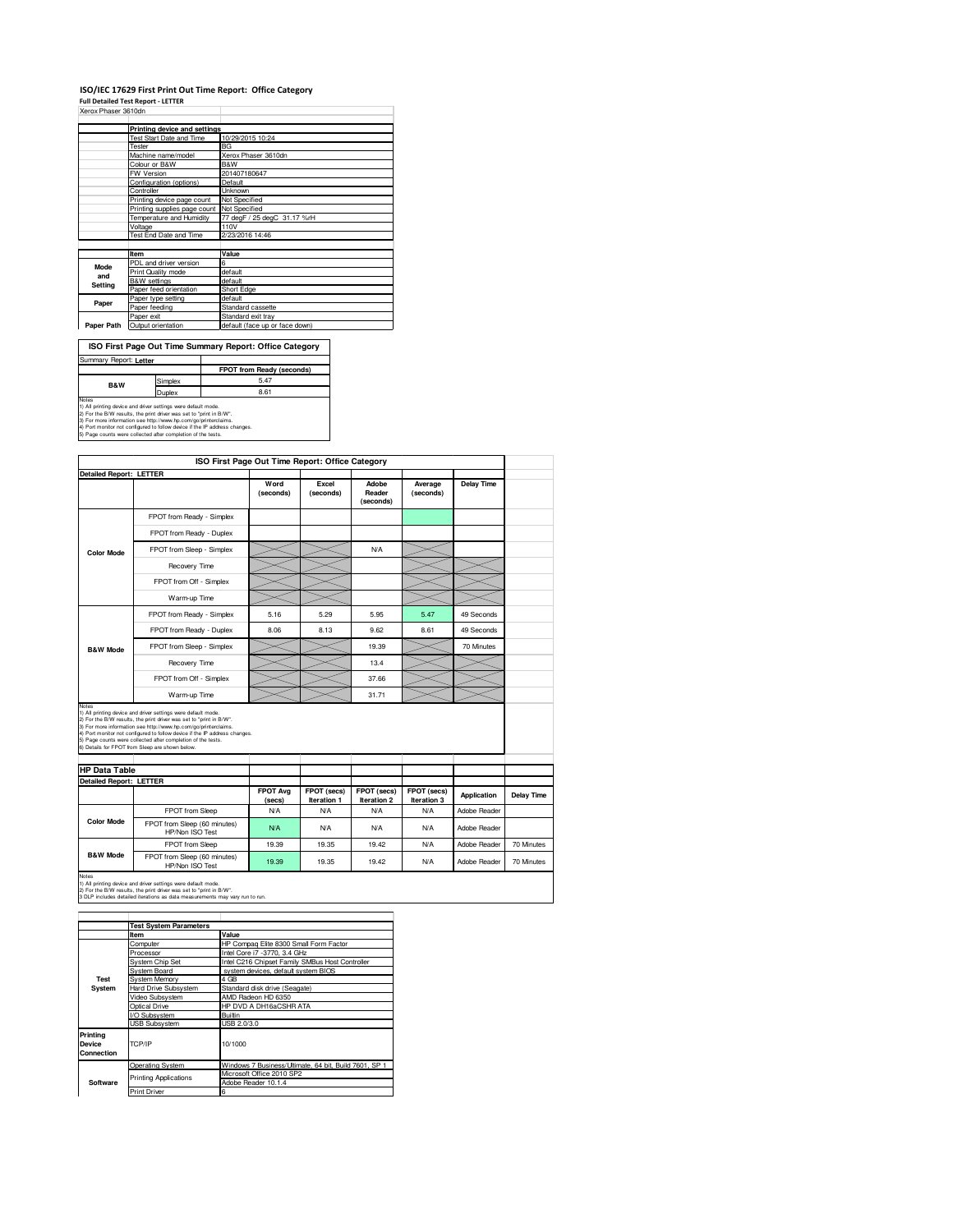# ISO/IEC 17629 First Print Out Time Report: Office Category

**Full Detailed Test Report - LETTER**

Xerox Phaser 3610dn

| | Printing device and settings | |
|---|---|---|
| | Test Start Date and Time | 10/29/2015 10:24 |
| | Tester | BG |
| | Machine name/model | Xerox Phaser 3610dn |
| | Colour or B&W | B&W |
| | FW Version | 201407180647 |
| | Configuration (options) | Default |
| | Controller | Unknown |
| | Printing device page count | Not Specified |
| | Printing supplies page count | Not Specified |
| | Temperature and Humidity | 77 degF / 25 degC 31.17 %rH |
| | Voltage | 110V |
| | Test End Date and Time | 2/23/2016 14:46 |

| | Item | Value |
|---|---|---|
| Mode and Setting | PDL and driver version | 6 |
| | Print Quality mode | default |
| | B&W settings | default |
| | Paper feed orientation | Short Edge |
| Paper | Paper type setting | default |
| | Paper feeding | Standard cassette |
| | Paper exit | Standard exit tray |
| Paper Path | Output orientation | default (face up or face down) |

## ISO First Page Out Time Summary Report: Office Category

Summary Report: **Letter**

| | | FPOT from Ready (seconds) |
|---|---|---|
| B&W | Simplex | 5.47 |
| | Duplex | 8.61 |

Notes
1) All printing device and driver settings were default mode.
2) For the B/W results, the print driver was set to "print in B/W".
3) For more information see http://www.hp.com/go/printerclaims.
4) Port monitor not configured to follow device if the IP address changes.
5) Page counts were collected after completion of the tests.

## ISO First Page Out Time Report: Office Category

Detailed Report: **LETTER**

| | | Word (seconds) | Excel (seconds) | Adobe Reader (seconds) | Average (seconds) | Delay Time |
|---|---|---|---|---|---|---|
| Color Mode | FPOT from Ready - Simplex | | | | | |
| | FPOT from Ready - Duplex | | | | | |
| | FPOT from Sleep - Simplex | | | N/A | | |
| | Recovery Time | | | | | |
| | FPOT from Off - Simplex | | | | | |
| | Warm-up Time | | | | | |
| B&W Mode | FPOT from Ready - Simplex | 5.16 | 5.29 | 5.95 | 5.47 | 49 Seconds |
| | FPOT from Ready - Duplex | 8.06 | 8.13 | 9.62 | 8.61 | 49 Seconds |
| | FPOT from Sleep - Simplex | | | 19.39 | | 70 Minutes |
| | Recovery Time | | | 13.4 | | |
| | FPOT from Off - Simplex | | | 37.66 | | |
| | Warm-up Time | | | 31.71 | | |

Notes
1) All printing device and driver settings were default mode.
2) For the B/W results, the print driver was set to "print in B/W".
3) For more information see http://www.hp.com/go/printerclaims.
4) Port monitor not configured to follow device if the IP address changes.
5) Page counts were collected after completion of the tests.
6) Details for FPOT from Sleep are shown below.

## HP Data Table

Detailed Report: **LETTER**

| | | FPOT Avg (secs) | FPOT (secs) Iteration 1 | FPOT (secs) Iteration 2 | FPOT (secs) Iteration 3 | Application | Delay Time |
|---|---|---|---|---|---|---|---|
| Color Mode | FPOT from Sleep | N/A | N/A | N/A | N/A | Adobe Reader | |
| | FPOT from Sleep (60 minutes) HP/Non ISO Test | N/A | N/A | N/A | N/A | Adobe Reader | |
| B&W Mode | FPOT from Sleep | 19.39 | 19.35 | 19.42 | N/A | Adobe Reader | 70 Minutes |
| | FPOT from Sleep (60 minutes) HP/Non ISO Test | 19.39 | 19.35 | 19.42 | N/A | Adobe Reader | 70 Minutes |

Notes
1) All printing device and driver settings were default mode.
2) For the B/W results, the print driver was set to "print in B/W".
3 DLP includes detailed iterations as data measurements may vary run to run.

| | Test System Parameters | |
|---|---|---|
| | Item | Value |
| Test System | Computer | HP Compaq Elite 8300 Small Form Factor |
| | Processor | Intel Core i7 -3770, 3.4 GHz |
| | System Chip Set | Intel C216 Chipset Family SMBus Host Controller |
| | System Board | system devices, default system BIOS |
| | System Memory | 4 GB |
| | Hard Drive Subsystem | Standard disk drive (Seagate) |
| | Video Subsystem | AMD Radeon HD 6350 |
| | Optical Drive | HP DVD A DH16aCSHR ATA |
| | I/O Subsystem | Builtin |
| | USB Subsystem | USB 2.0/3.0 |
| Printing Device Connection | TCP/IP | 10/1000 |
| Software | Operating System | Windows 7 Business/Ultimate, 64 bit, Build 7601, SP 1 |
| | Printing Applications | Microsoft Office 2010 SP2<br>Adobe Reader 10.1.4 |
| | Print Driver | 6 |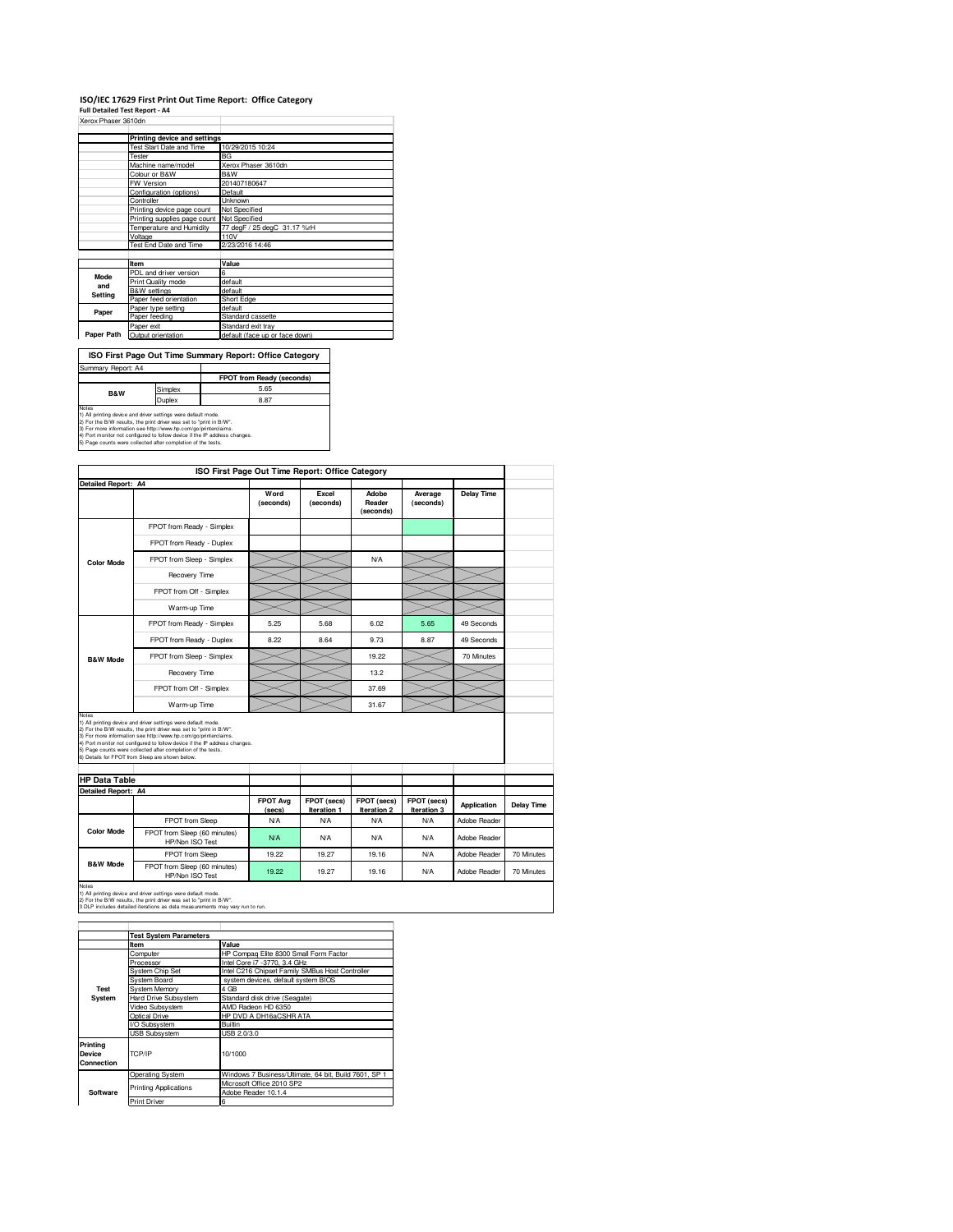# ISO/IEC 17629 First Print Out Time Report: Office Category

**Full Detailed Test Report - A4**

Xerox Phaser 3610dn

| | Printing device and settings | |
|---|---|---|
| | Test Start Date and Time | 10/29/2015 10:24 |
| | Tester | BG |
| | Machine name/model | Xerox Phaser 3610dn |
| | Colour or B&W | B&W |
| | FW Version | 201407180647 |
| | Configuration (options) | Default |
| | Controller | Unknown |
| | Printing device page count | Not Specified |
| | Printing supplies page count | Not Specified |
| | Temperature and Humidity | 77 degF / 25 degC 31.17 %rH |
| | Voltage | 110V |
| | Test End Date and Time | 2/23/2016 14:46 |

| | Item | Value |
|---|---|---|
| Mode and Setting | PDL and driver version | 6 |
| | Print Quality mode | default |
| | B&W settings | default |
| | Paper feed orientation | Short Edge |
| Paper | Paper type setting | default |
| | Paper feeding | Standard cassette |
| Paper Path | Paper exit | Standard exit tray |
| | Output orientation | default (face up or face down) |

## ISO First Page Out Time Summary Report: Office Category

Summary Report: A4

| | | FPOT from Ready (seconds) |
|---|---|---|
| B&W | Simplex | 5.65 |
| | Duplex | 8.87 |

Notes
1) All printing device and driver settings were default mode.
2) For the B/W results, the print driver was set to "print in B/W".
3) For more information see http://www.hp.com/go/printerclaims.
4) Port monitor not configured to follow device if the IP address changes.
5) Page counts were collected after completion of the tests.

## ISO First Page Out Time Report: Office Category

Detailed Report: A4

| | | Word (seconds) | Excel (seconds) | Adobe Reader (seconds) | Average (seconds) | Delay Time |
|---|---|---|---|---|---|---|
| Color Mode | FPOT from Ready - Simplex | | | | | |
| | FPOT from Ready - Duplex | | | | | |
| | FPOT from Sleep - Simplex | | | N/A | | |
| | Recovery Time | | | | | |
| | FPOT from Off - Simplex | | | | | |
| | Warm-up Time | | | | | |
| B&W Mode | FPOT from Ready - Simplex | 5.25 | 5.68 | 6.02 | 5.65 | 49 Seconds |
| | FPOT from Ready - Duplex | 8.22 | 8.64 | 9.73 | 8.87 | 49 Seconds |
| | FPOT from Sleep - Simplex | | | 19.22 | | 70 Minutes |
| | Recovery Time | | | 13.2 | | |
| | FPOT from Off - Simplex | | | 37.69 | | |
| | Warm-up Time | | | 31.67 | | |

Notes
1) All printing device and driver settings were default mode.
2) For the B/W results, the print driver was set to "print in B/W".
3) For more information see http://www.hp.com/go/printerclaims.
4) Port monitor not configured to follow device if the IP address changes.
5) Page counts were collected after completion of the tests.
6) Details for FPOT from Sleep are shown below.

## HP Data Table

Detailed Report: A4

| | | FPOT Avg (secs) | FPOT (secs) Iteration 1 | FPOT (secs) Iteration 2 | FPOT (secs) Iteration 3 | Application | Delay Time |
|---|---|---|---|---|---|---|---|
| Color Mode | FPOT from Sleep | N/A | N/A | N/A | N/A | Adobe Reader | |
| | FPOT from Sleep (60 minutes) HP/Non ISO Test | N/A | N/A | N/A | N/A | Adobe Reader | |
| B&W Mode | FPOT from Sleep | 19.22 | 19.27 | 19.16 | N/A | Adobe Reader | 70 Minutes |
| | FPOT from Sleep (60 minutes) HP/Non ISO Test | 19.22 | 19.27 | 19.16 | N/A | Adobe Reader | 70 Minutes |

Notes
1) All printing device and driver settings were default mode.
2) For the B/W results, the print driver was set to "print in B/W".
3 DLP includes detailed iterations as data measurements may vary run to run.

| | Test System Parameters | |
|---|---|---|
| | Item | Value |
| Test System | Computer | HP Compaq Elite 8300 Small Form Factor |
| | Processor | Intel Core i7 -3770, 3.4 GHz |
| | System Chip Set | Intel C216 Chipset Family SMBus Host Controller |
| | System Board | system devices, default system BIOS |
| | System Memory | 4 GB |
| | Hard Drive Subsystem | Standard disk drive (Seagate) |
| | Video Subsystem | AMD Radeon HD 6350 |
| | Optical Drive | HP DVD A DH16aCSHR ATA |
| | I/O Subsystem | Builtin |
| | USB Subsystem | USB 2.0/3.0 |
| Printing Device Connection | TCP/IP | 10/1000 |
| Software | Operating System | Windows 7 Business/Ultimate, 64 bit, Build 7601, SP 1 |
| | Printing Applications | Microsoft Office 2010 SP2<br>Adobe Reader 10.1.4 |
| | Print Driver | 6 |